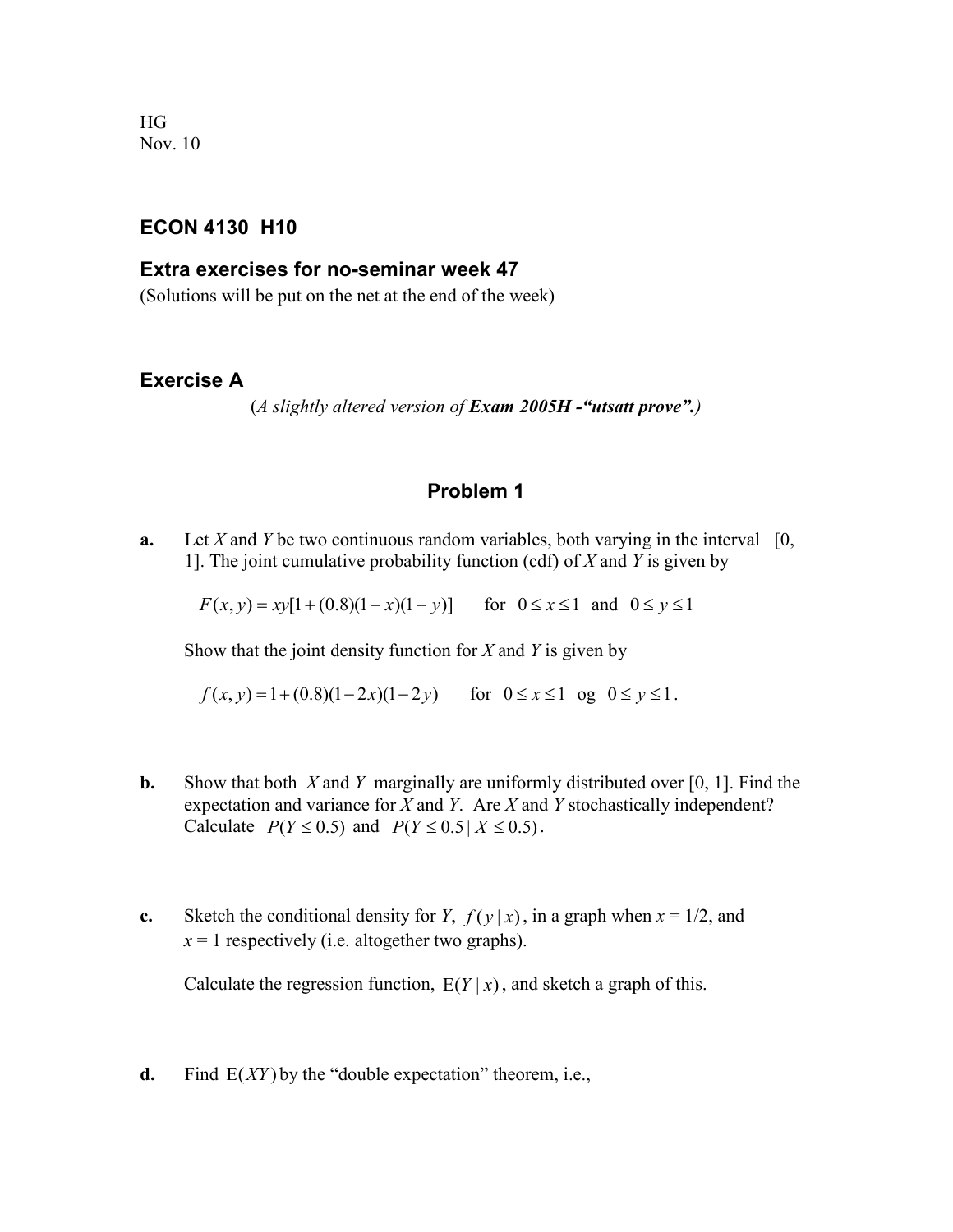HG
Nov. 10

## ECON 4130 H10

### Extra exercises for no-seminar week 47

(Solutions will be put on the net at the end of the week)

### Exercise A

(*A slightly altered version of* ***Exam 2005H -"utsatt prove".***)

### Problem 1

**a.** Let $X$ and $Y$ be two continuous random variables, both varying in the interval [0, 1]. The joint cumulative probability function (cdf) of $X$ and $Y$ is given by

$$F(x, y) = xy[1 + (0.8)(1 - x)(1 - y)] \quad \text{for } 0 \leq x \leq 1 \text{ and } 0 \leq y \leq 1$$

Show that the joint density function for $X$ and $Y$ is given by

$$f(x, y) = 1 + (0.8)(1 - 2x)(1 - 2y) \quad \text{for } 0 \leq x \leq 1 \text{ og } 0 \leq y \leq 1.$$

**b.** Show that both $X$ and $Y$ marginally are uniformly distributed over [0, 1]. Find the expectation and variance for $X$ and $Y$. Are $X$ and $Y$ stochastically independent? Calculate $P(Y \leq 0.5)$ and $P(Y \leq 0.5 \mid X \leq 0.5)$.

**c.** Sketch the conditional density for $Y$, $f(y \mid x)$, in a graph when $x = 1/2$, and $x = 1$ respectively (i.e. altogether two graphs).

Calculate the regression function, $\mathrm{E}(Y \mid x)$, and sketch a graph of this.

**d.** Find $\mathrm{E}(XY)$ by the "double expectation" theorem, i.e.,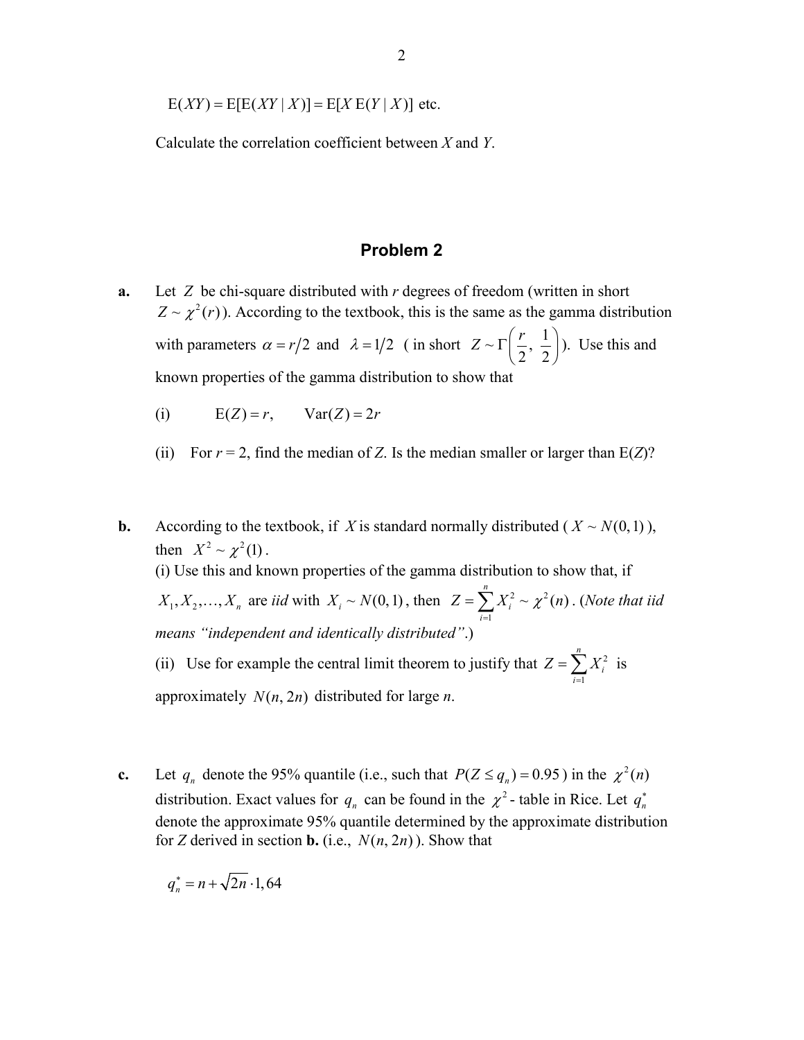$$E(XY) = E[E(XY \mid X)] = E[X\,E(Y \mid X)] \text{ etc.}$$

Calculate the correlation coefficient between $X$ and $Y$.

## Problem 2

**a.** Let $Z$ be chi-square distributed with $r$ degrees of freedom (written in short $Z \sim \chi^2(r)$). According to the textbook, this is the same as the gamma distribution with parameters $\alpha = r/2$ and $\lambda = 1/2$ ( in short $Z \sim \Gamma\left(\frac{r}{2},\, \frac{1}{2}\right)$). Use this and known properties of the gamma distribution to show that

(i) $\quad E(Z) = r, \qquad \mathrm{Var}(Z) = 2r$

(ii) For $r = 2$, find the median of $Z$. Is the median smaller or larger than $E(Z)$?

**b.** According to the textbook, if $X$ is standard normally distributed ( $X \sim N(0,1)$ ), then $X^2 \sim \chi^2(1)$.

(i) Use this and known properties of the gamma distribution to show that, if $X_1, X_2, \ldots, X_n$ are *iid* with $X_i \sim N(0,1)$, then $Z = \sum_{i=1}^{n} X_i^2 \sim \chi^2(n)$. (*Note that iid means "independent and identically distributed".*)

(ii) Use for example the central limit theorem to justify that $Z = \sum_{i=1}^{n} X_i^2$ is approximately $N(n, 2n)$ distributed for large $n$.

**c.** Let $q_n$ denote the 95% quantile (i.e., such that $P(Z \le q_n) = 0.95$ ) in the $\chi^2(n)$ distribution. Exact values for $q_n$ can be found in the $\chi^2$- table in Rice. Let $q_n^*$ denote the approximate 95% quantile determined by the approximate distribution for $Z$ derived in section **b.** (i.e., $N(n, 2n)$ ). Show that

$$q_n^* = n + \sqrt{2n} \cdot 1{,}64$$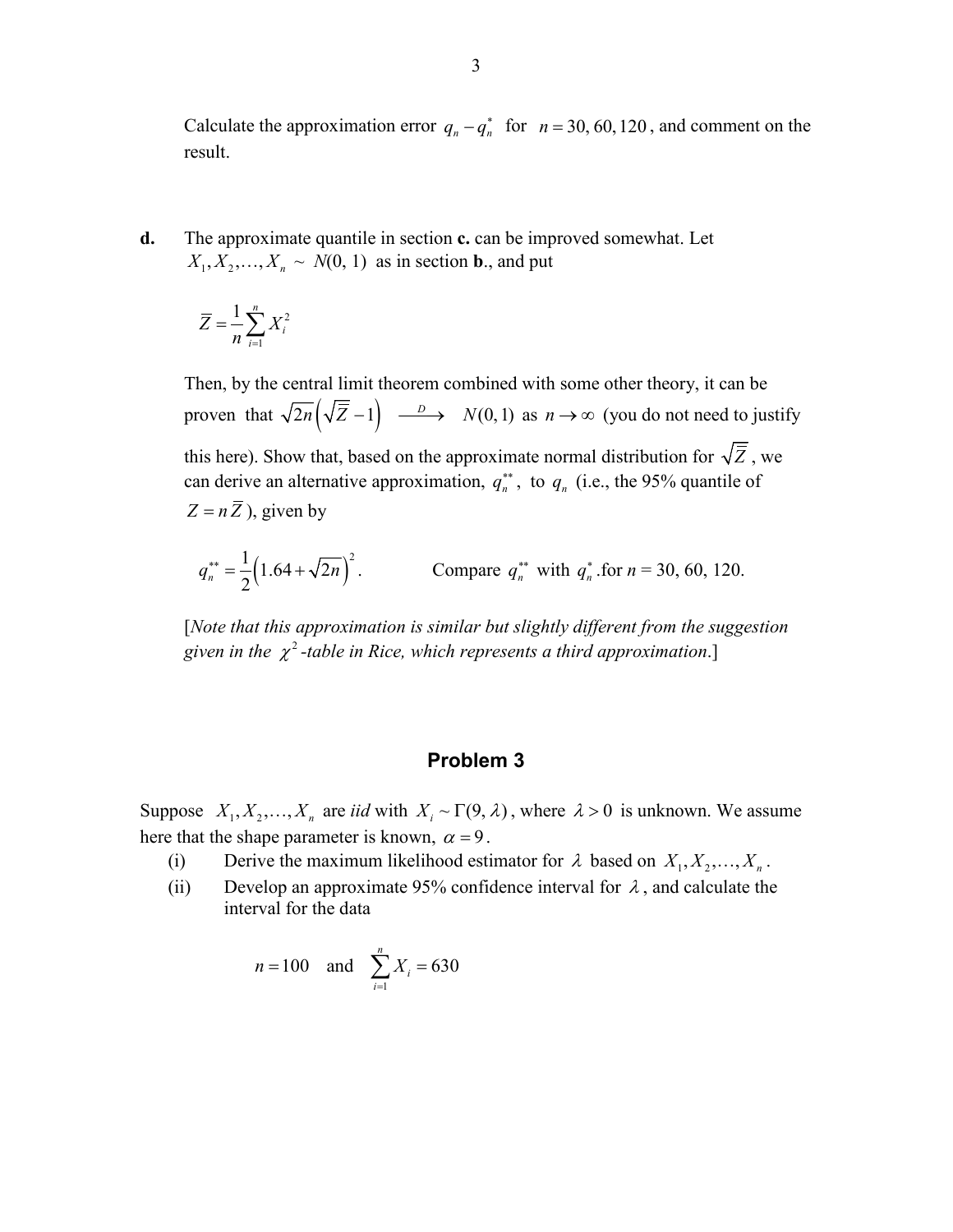Calculate the approximation error $q_n - q_n^*$ for $n = 30, 60, 120$, and comment on the result.

**d.** The approximate quantile in section **c.** can be improved somewhat. Let $X_1, X_2, \ldots, X_n \sim N(0, 1)$ as in section **b.**, and put

$$\overline{Z} = \frac{1}{n}\sum_{i=1}^{n} X_i^2$$

Then, by the central limit theorem combined with some other theory, it can be proven that $\sqrt{2n}\left(\sqrt{\overline{Z}} - 1\right) \xrightarrow{D} N(0,1)$ as $n \to \infty$ (you do not need to justify this here). Show that, based on the approximate normal distribution for $\sqrt{\overline{Z}}$, we can derive an alternative approximation, $q_n^{**}$, to $q_n$ (i.e., the 95% quantile of $Z = n\overline{Z}$), given by

$$q_n^{**} = \frac{1}{2}\left(1.64 + \sqrt{2n}\right)^2. \qquad \text{Compare } q_n^{**} \text{ with } q_n^* \text{.for } n = 30, 60, 120.$$

[*Note that this approximation is similar but slightly different from the suggestion given in the* $\chi^2$*-table in Rice, which represents a third approximation*.]

## Problem 3

Suppose $X_1, X_2, \ldots, X_n$ are *iid* with $X_i \sim \Gamma(9, \lambda)$, where $\lambda > 0$ is unknown. We assume here that the shape parameter is known, $\alpha = 9$.

(i) Derive the maximum likelihood estimator for $\lambda$ based on $X_1, X_2, \ldots, X_n$.

(ii) Develop an approximate 95% confidence interval for $\lambda$, and calculate the interval for the data

$$n = 100 \quad \text{and} \quad \sum_{i=1}^{n} X_i = 630$$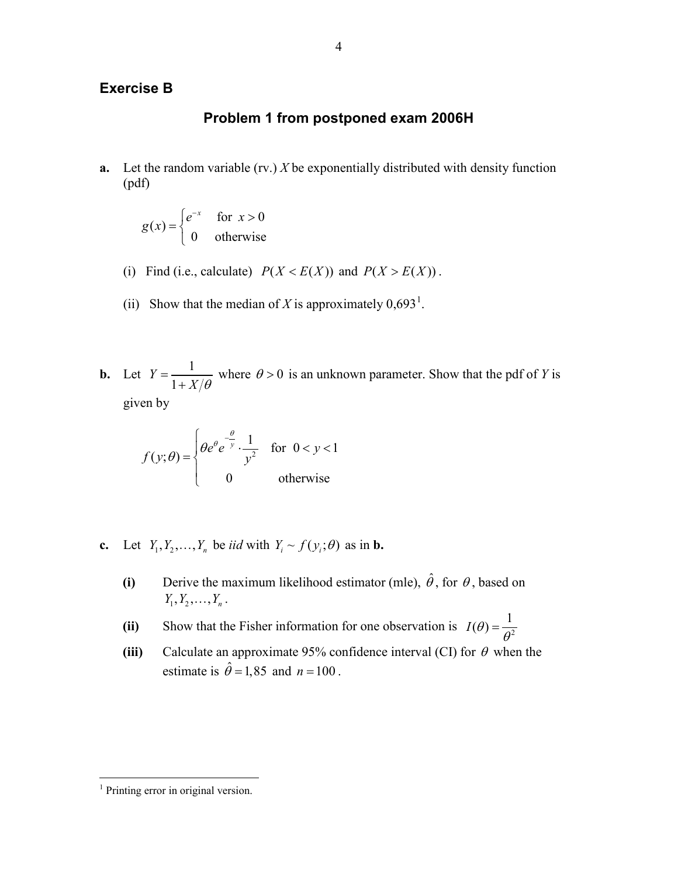## Exercise B

### Problem 1 from postponed exam 2006H

**a.** Let the random variable (rv.) $X$ be exponentially distributed with density function (pdf)

$$g(x) = \begin{cases} e^{-x} & \text{for } x > 0 \\ 0 & \text{otherwise} \end{cases}$$

(i) Find (i.e., calculate) $P(X < E(X))$ and $P(X > E(X))$.

(ii) Show that the median of $X$ is approximately 0,693[1].

**b.** Let $Y = \dfrac{1}{1 + X/\theta}$ where $\theta > 0$ is an unknown parameter. Show that the pdf of $Y$ is given by

$$f(y;\theta) = \begin{cases} \theta e^{\theta} e^{-\frac{\theta}{y}} \cdot \dfrac{1}{y^2} & \text{for } 0 < y < 1 \\ 0 & \text{otherwise} \end{cases}$$

**c.** Let $Y_1, Y_2, \ldots, Y_n$ be *iid* with $Y_i \sim f(y_i;\theta)$ as in **b.**

**(i)** Derive the maximum likelihood estimator (mle), $\hat{\theta}$, for $\theta$, based on $Y_1, Y_2, \ldots, Y_n$.

**(ii)** Show that the Fisher information for one observation is $I(\theta) = \dfrac{1}{\theta^2}$

**(iii)** Calculate an approximate 95% confidence interval (CI) for $\theta$ when the estimate is $\hat{\theta} = 1{,}85$ and $n = 100$.

---

[1] Printing error in original version.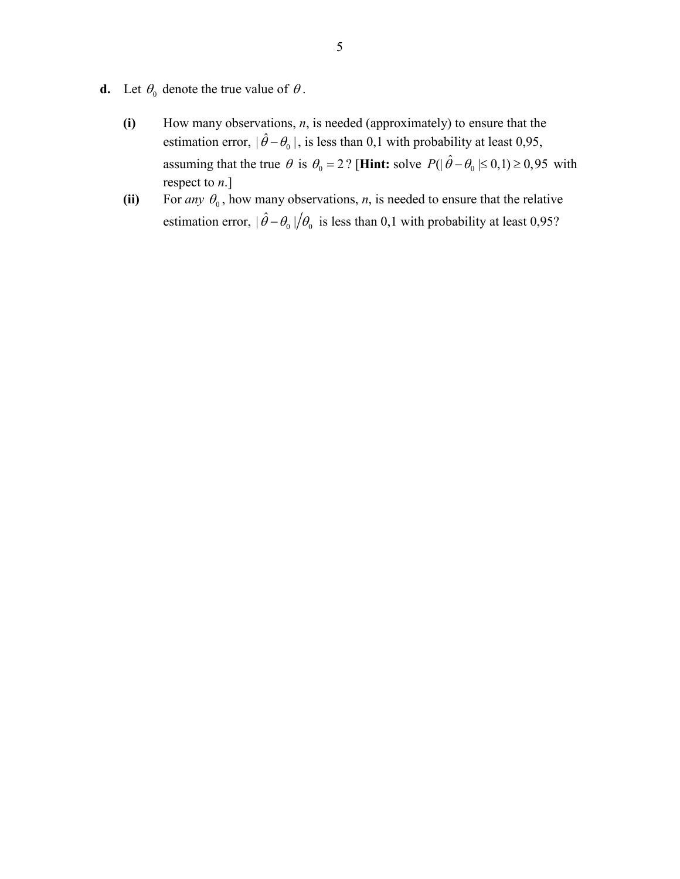**d.** Let $\theta_0$ denote the true value of $\theta$.

**(i)** How many observations, *n*, is needed (approximately) to ensure that the estimation error, $|\hat{\theta} - \theta_0|$, is less than 0,1 with probability at least 0,95, assuming that the true $\theta$ is $\theta_0 = 2$? [**Hint:** solve $P(|\hat{\theta} - \theta_0| \le 0{,}1) \ge 0{,}95$ with respect to *n*.]

**(ii)** For *any* $\theta_0$, how many observations, *n*, is needed to ensure that the relative estimation error, $|\hat{\theta} - \theta_0| / \theta_0$ is less than 0,1 with probability at least 0,95?